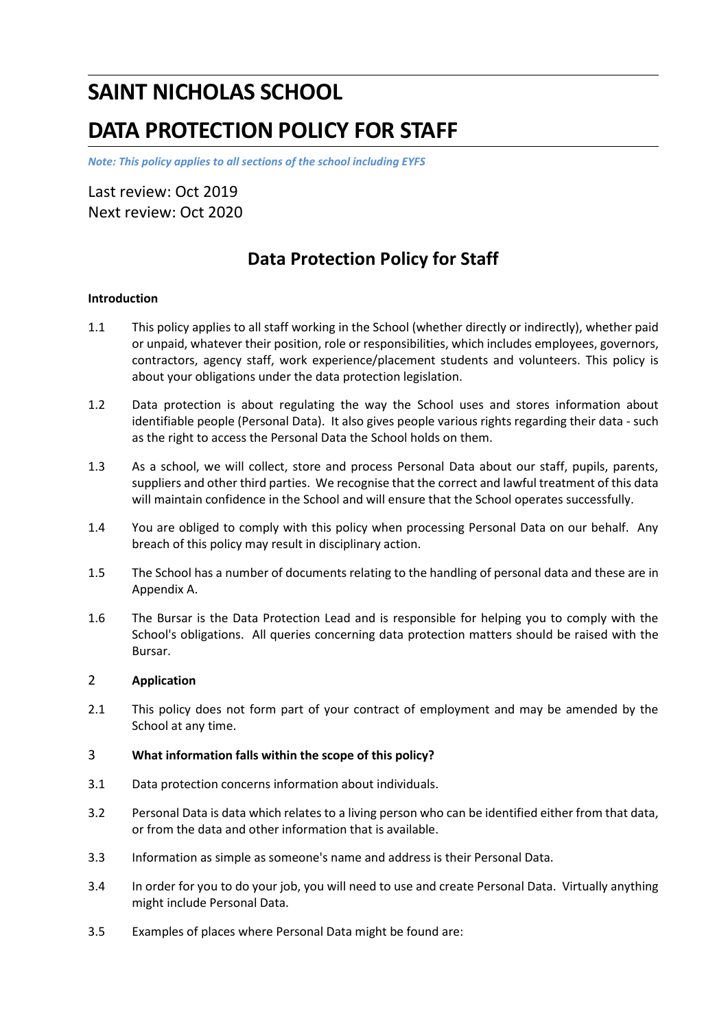# SAINT NICHOLAS SCHOOL

# DATA PROTECTION POLICY FOR STAFF

***Note: This policy applies to all sections of the school including EYFS***

Last review: Oct 2019
Next review: Oct 2020

## Data Protection Policy for Staff

**Introduction**

1.1 This policy applies to all staff working in the School (whether directly or indirectly), whether paid or unpaid, whatever their position, role or responsibilities, which includes employees, governors, contractors, agency staff, work experience/placement students and volunteers. This policy is about your obligations under the data protection legislation.

1.2 Data protection is about regulating the way the School uses and stores information about identifiable people (Personal Data). It also gives people various rights regarding their data - such as the right to access the Personal Data the School holds on them.

1.3 As a school, we will collect, store and process Personal Data about our staff, pupils, parents, suppliers and other third parties. We recognise that the correct and lawful treatment of this data will maintain confidence in the School and will ensure that the School operates successfully.

1.4 You are obliged to comply with this policy when processing Personal Data on our behalf. Any breach of this policy may result in disciplinary action.

1.5 The School has a number of documents relating to the handling of personal data and these are in Appendix A.

1.6 The Bursar is the Data Protection Lead and is responsible for helping you to comply with the School's obligations. All queries concerning data protection matters should be raised with the Bursar.

**2 Application**

2.1 This policy does not form part of your contract of employment and may be amended by the School at any time.

**3 What information falls within the scope of this policy?**

3.1 Data protection concerns information about individuals.

3.2 Personal Data is data which relates to a living person who can be identified either from that data, or from the data and other information that is available.

3.3 Information as simple as someone's name and address is their Personal Data.

3.4 In order for you to do your job, you will need to use and create Personal Data. Virtually anything might include Personal Data.

3.5 Examples of places where Personal Data might be found are: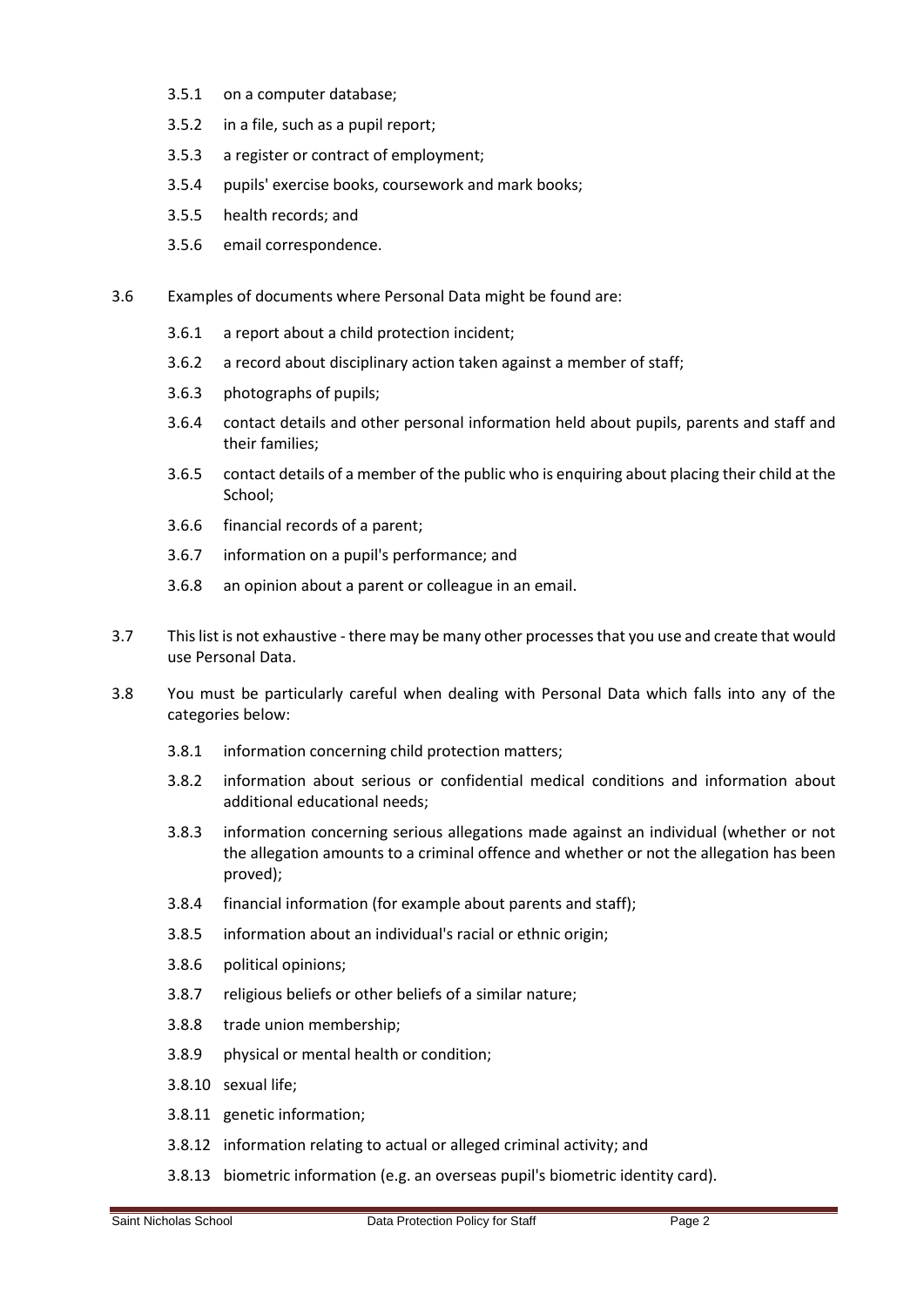3.5.1 on a computer database;

3.5.2 in a file, such as a pupil report;

3.5.3 a register or contract of employment;

3.5.4 pupils' exercise books, coursework and mark books;

3.5.5 health records; and

3.5.6 email correspondence.

3.6 Examples of documents where Personal Data might be found are:

3.6.1 a report about a child protection incident;

3.6.2 a record about disciplinary action taken against a member of staff;

3.6.3 photographs of pupils;

3.6.4 contact details and other personal information held about pupils, parents and staff and their families;

3.6.5 contact details of a member of the public who is enquiring about placing their child at the School;

3.6.6 financial records of a parent;

3.6.7 information on a pupil's performance; and

3.6.8 an opinion about a parent or colleague in an email.

3.7 This list is not exhaustive - there may be many other processes that you use and create that would use Personal Data.

3.8 You must be particularly careful when dealing with Personal Data which falls into any of the categories below:

3.8.1 information concerning child protection matters;

3.8.2 information about serious or confidential medical conditions and information about additional educational needs;

3.8.3 information concerning serious allegations made against an individual (whether or not the allegation amounts to a criminal offence and whether or not the allegation has been proved);

3.8.4 financial information (for example about parents and staff);

3.8.5 information about an individual's racial or ethnic origin;

3.8.6 political opinions;

3.8.7 religious beliefs or other beliefs of a similar nature;

3.8.8 trade union membership;

3.8.9 physical or mental health or condition;

3.8.10 sexual life;

3.8.11 genetic information;

3.8.12 information relating to actual or alleged criminal activity; and

3.8.13 biometric information (e.g. an overseas pupil's biometric identity card).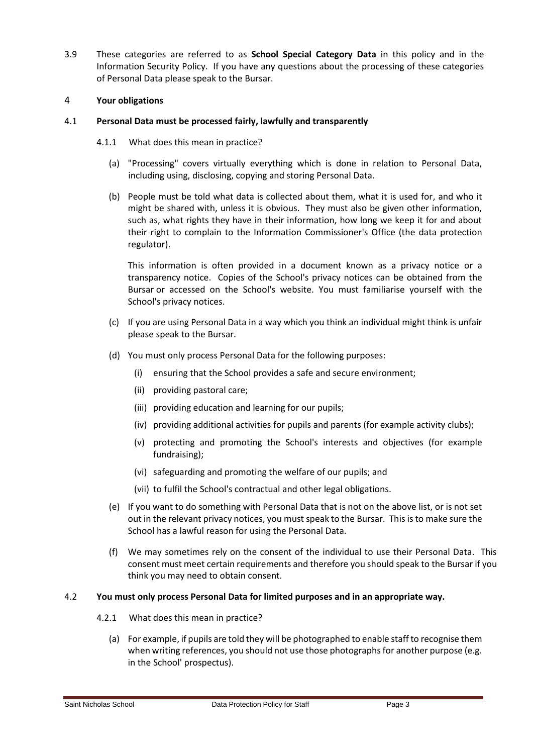3.9 These categories are referred to as **School Special Category Data** in this policy and in the Information Security Policy. If you have any questions about the processing of these categories of Personal Data please speak to the Bursar.

## 4 Your obligations

### 4.1 Personal Data must be processed fairly, lawfully and transparently

4.1.1 What does this mean in practice?

(a) "Processing" covers virtually everything which is done in relation to Personal Data, including using, disclosing, copying and storing Personal Data.

(b) People must be told what data is collected about them, what it is used for, and who it might be shared with, unless it is obvious. They must also be given other information, such as, what rights they have in their information, how long we keep it for and about their right to complain to the Information Commissioner's Office (the data protection regulator).

This information is often provided in a document known as a privacy notice or a transparency notice. Copies of the School's privacy notices can be obtained from the Bursar or accessed on the School's website. You must familiarise yourself with the School's privacy notices.

(c) If you are using Personal Data in a way which you think an individual might think is unfair please speak to the Bursar.

(d) You must only process Personal Data for the following purposes:

(i) ensuring that the School provides a safe and secure environment;

(ii) providing pastoral care;

(iii) providing education and learning for our pupils;

(iv) providing additional activities for pupils and parents (for example activity clubs);

(v) protecting and promoting the School's interests and objectives (for example fundraising);

(vi) safeguarding and promoting the welfare of our pupils; and

(vii) to fulfil the School's contractual and other legal obligations.

(e) If you want to do something with Personal Data that is not on the above list, or is not set out in the relevant privacy notices, you must speak to the Bursar. This is to make sure the School has a lawful reason for using the Personal Data.

(f) We may sometimes rely on the consent of the individual to use their Personal Data. This consent must meet certain requirements and therefore you should speak to the Bursar if you think you may need to obtain consent.

### 4.2 You must only process Personal Data for limited purposes and in an appropriate way.

4.2.1 What does this mean in practice?

(a) For example, if pupils are told they will be photographed to enable staff to recognise them when writing references, you should not use those photographs for another purpose (e.g. in the School' prospectus).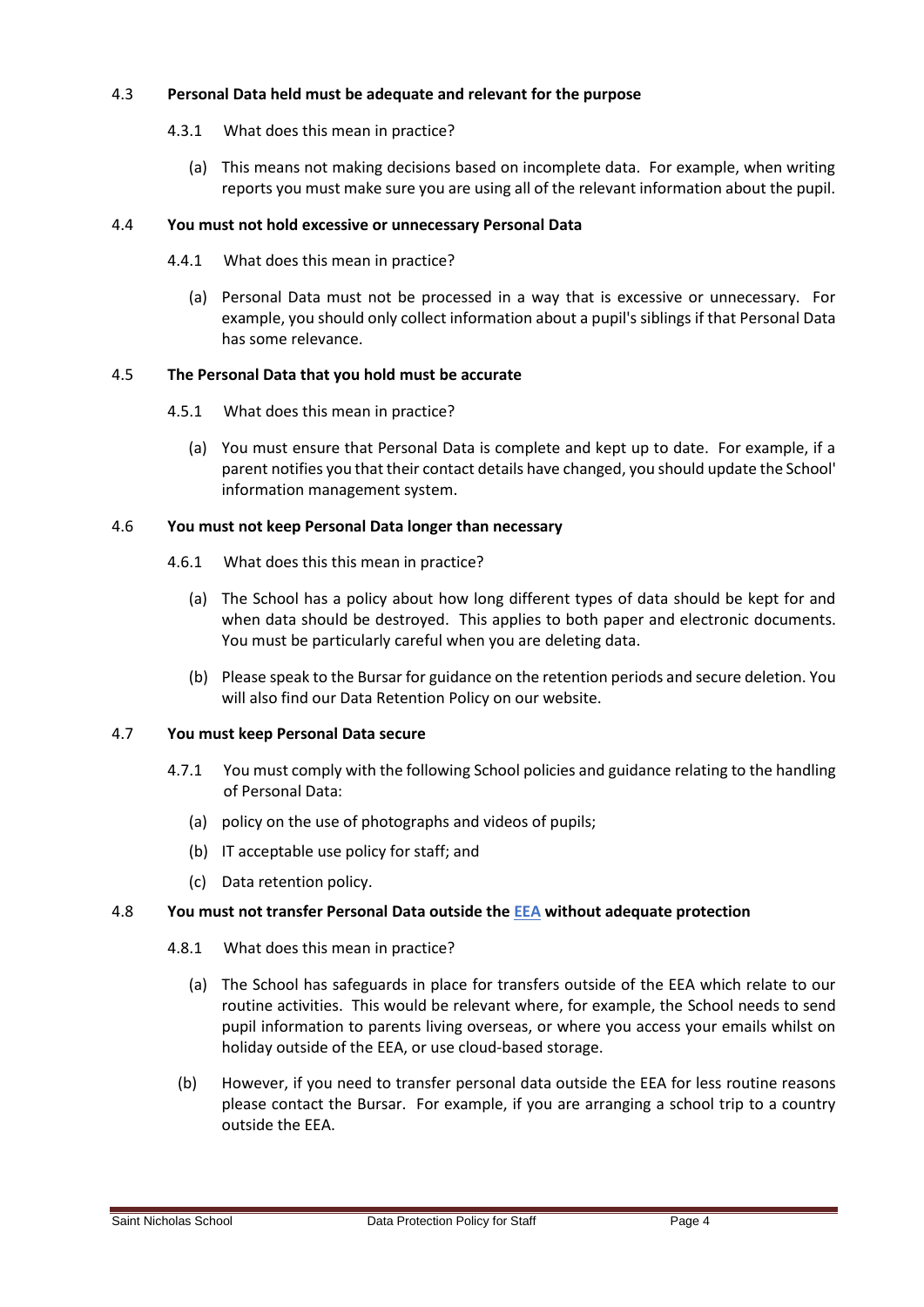### 4.3 Personal Data held must be adequate and relevant for the purpose

4.3.1 What does this mean in practice?

(a) This means not making decisions based on incomplete data. For example, when writing reports you must make sure you are using all of the relevant information about the pupil.

### 4.4 You must not hold excessive or unnecessary Personal Data

4.4.1 What does this mean in practice?

(a) Personal Data must not be processed in a way that is excessive or unnecessary. For example, you should only collect information about a pupil's siblings if that Personal Data has some relevance.

### 4.5 The Personal Data that you hold must be accurate

4.5.1 What does this mean in practice?

(a) You must ensure that Personal Data is complete and kept up to date. For example, if a parent notifies you that their contact details have changed, you should update the School' information management system.

### 4.6 You must not keep Personal Data longer than necessary

4.6.1 What does this this mean in practice?

(a) The School has a policy about how long different types of data should be kept for and when data should be destroyed. This applies to both paper and electronic documents. You must be particularly careful when you are deleting data.

(b) Please speak to the Bursar for guidance on the retention periods and secure deletion. You will also find our Data Retention Policy on our website.

### 4.7 You must keep Personal Data secure

4.7.1 You must comply with the following School policies and guidance relating to the handling of Personal Data:

(a) policy on the use of photographs and videos of pupils;

(b) IT acceptable use policy for staff; and

(c) Data retention policy.

### 4.8 You must not transfer Personal Data outside the EEA without adequate protection

4.8.1 What does this mean in practice?

(a) The School has safeguards in place for transfers outside of the EEA which relate to our routine activities. This would be relevant where, for example, the School needs to send pupil information to parents living overseas, or where you access your emails whilst on holiday outside of the EEA, or use cloud-based storage.

(b) However, if you need to transfer personal data outside the EEA for less routine reasons please contact the Bursar. For example, if you are arranging a school trip to a country outside the EEA.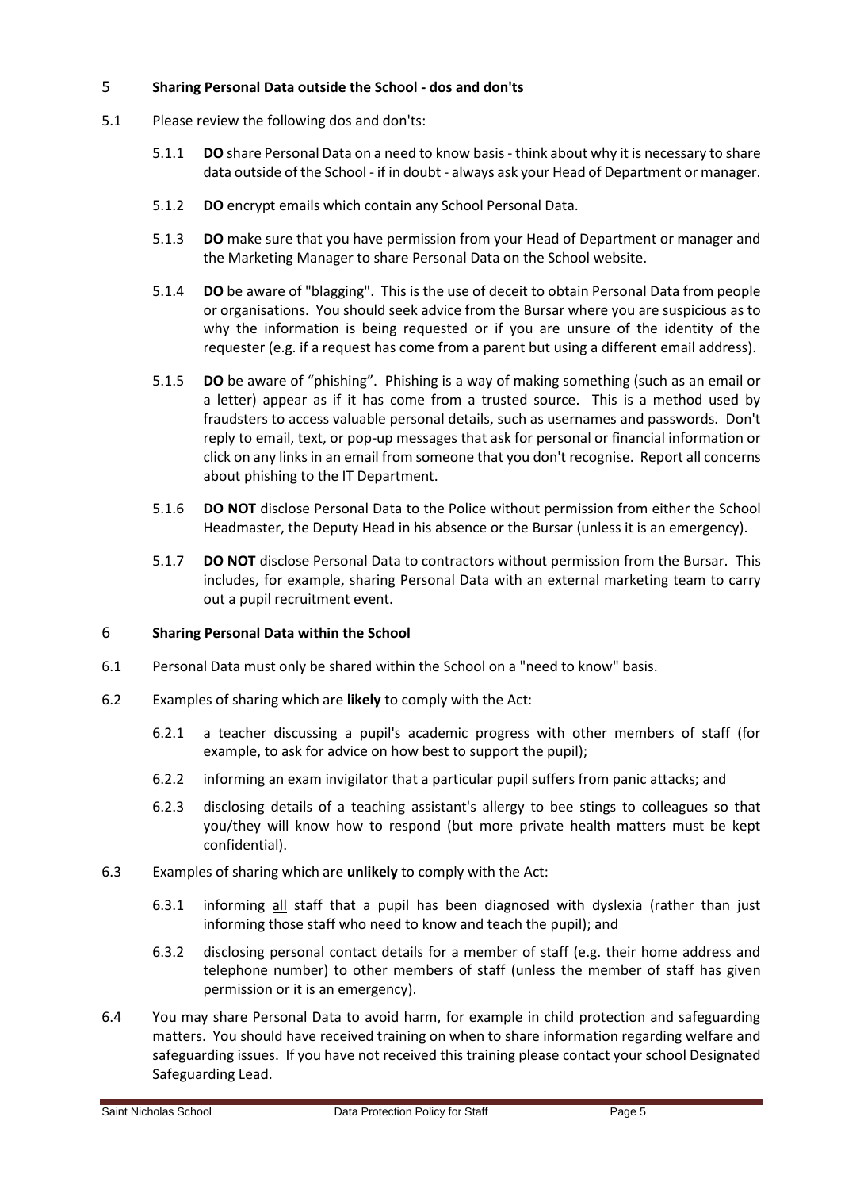## 5 Sharing Personal Data outside the School - dos and don'ts

5.1 Please review the following dos and don'ts:

5.1.1 **DO** share Personal Data on a need to know basis - think about why it is necessary to share data outside of the School - if in doubt - always ask your Head of Department or manager.

5.1.2 **DO** encrypt emails which contain any School Personal Data.

5.1.3 **DO** make sure that you have permission from your Head of Department or manager and the Marketing Manager to share Personal Data on the School website.

5.1.4 **DO** be aware of "blagging". This is the use of deceit to obtain Personal Data from people or organisations. You should seek advice from the Bursar where you are suspicious as to why the information is being requested or if you are unsure of the identity of the requester (e.g. if a request has come from a parent but using a different email address).

5.1.5 **DO** be aware of "phishing". Phishing is a way of making something (such as an email or a letter) appear as if it has come from a trusted source. This is a method used by fraudsters to access valuable personal details, such as usernames and passwords. Don't reply to email, text, or pop-up messages that ask for personal or financial information or click on any links in an email from someone that you don't recognise. Report all concerns about phishing to the IT Department.

5.1.6 **DO NOT** disclose Personal Data to the Police without permission from either the School Headmaster, the Deputy Head in his absence or the Bursar (unless it is an emergency).

5.1.7 **DO NOT** disclose Personal Data to contractors without permission from the Bursar. This includes, for example, sharing Personal Data with an external marketing team to carry out a pupil recruitment event.

## 6 Sharing Personal Data within the School

6.1 Personal Data must only be shared within the School on a "need to know" basis.

6.2 Examples of sharing which are **likely** to comply with the Act:

6.2.1 a teacher discussing a pupil's academic progress with other members of staff (for example, to ask for advice on how best to support the pupil);

6.2.2 informing an exam invigilator that a particular pupil suffers from panic attacks; and

6.2.3 disclosing details of a teaching assistant's allergy to bee stings to colleagues so that you/they will know how to respond (but more private health matters must be kept confidential).

6.3 Examples of sharing which are **unlikely** to comply with the Act:

6.3.1 informing all staff that a pupil has been diagnosed with dyslexia (rather than just informing those staff who need to know and teach the pupil); and

6.3.2 disclosing personal contact details for a member of staff (e.g. their home address and telephone number) to other members of staff (unless the member of staff has given permission or it is an emergency).

6.4 You may share Personal Data to avoid harm, for example in child protection and safeguarding matters. You should have received training on when to share information regarding welfare and safeguarding issues. If you have not received this training please contact your school Designated Safeguarding Lead.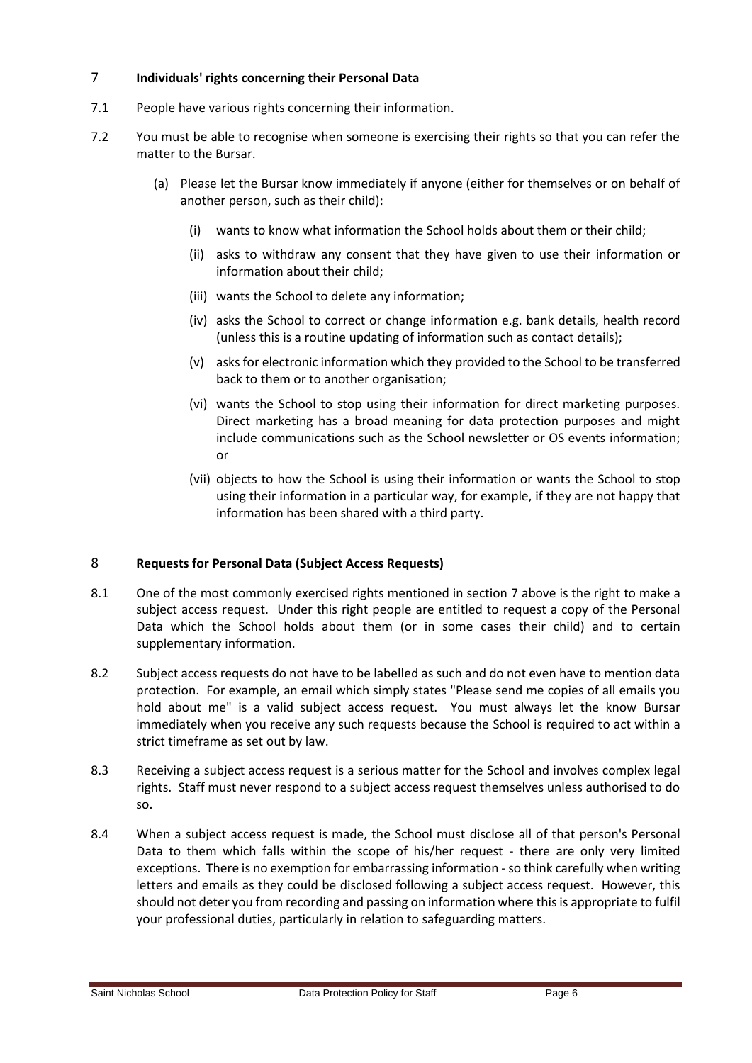## 7 Individuals' rights concerning their Personal Data

7.1 People have various rights concerning their information.

7.2 You must be able to recognise when someone is exercising their rights so that you can refer the matter to the Bursar.

(a) Please let the Bursar know immediately if anyone (either for themselves or on behalf of another person, such as their child):

(i) wants to know what information the School holds about them or their child;

(ii) asks to withdraw any consent that they have given to use their information or information about their child;

(iii) wants the School to delete any information;

(iv) asks the School to correct or change information e.g. bank details, health record (unless this is a routine updating of information such as contact details);

(v) asks for electronic information which they provided to the School to be transferred back to them or to another organisation;

(vi) wants the School to stop using their information for direct marketing purposes. Direct marketing has a broad meaning for data protection purposes and might include communications such as the School newsletter or OS events information; or

(vii) objects to how the School is using their information or wants the School to stop using their information in a particular way, for example, if they are not happy that information has been shared with a third party.

## 8 Requests for Personal Data (Subject Access Requests)

8.1 One of the most commonly exercised rights mentioned in section 7 above is the right to make a subject access request. Under this right people are entitled to request a copy of the Personal Data which the School holds about them (or in some cases their child) and to certain supplementary information.

8.2 Subject access requests do not have to be labelled as such and do not even have to mention data protection. For example, an email which simply states "Please send me copies of all emails you hold about me" is a valid subject access request. You must always let the know Bursar immediately when you receive any such requests because the School is required to act within a strict timeframe as set out by law.

8.3 Receiving a subject access request is a serious matter for the School and involves complex legal rights. Staff must never respond to a subject access request themselves unless authorised to do so.

8.4 When a subject access request is made, the School must disclose all of that person's Personal Data to them which falls within the scope of his/her request - there are only very limited exceptions. There is no exemption for embarrassing information - so think carefully when writing letters and emails as they could be disclosed following a subject access request. However, this should not deter you from recording and passing on information where this is appropriate to fulfil your professional duties, particularly in relation to safeguarding matters.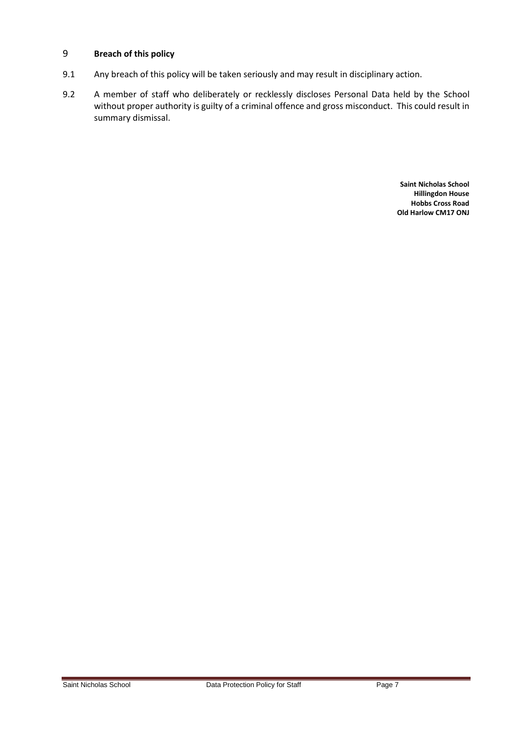## 9 Breach of this policy

9.1 Any breach of this policy will be taken seriously and may result in disciplinary action.

9.2 A member of staff who deliberately or recklessly discloses Personal Data held by the School without proper authority is guilty of a criminal offence and gross misconduct. This could result in summary dismissal.

**Saint Nicholas School**
**Hillingdon House**
**Hobbs Cross Road**
**Old Harlow CM17 ONJ**